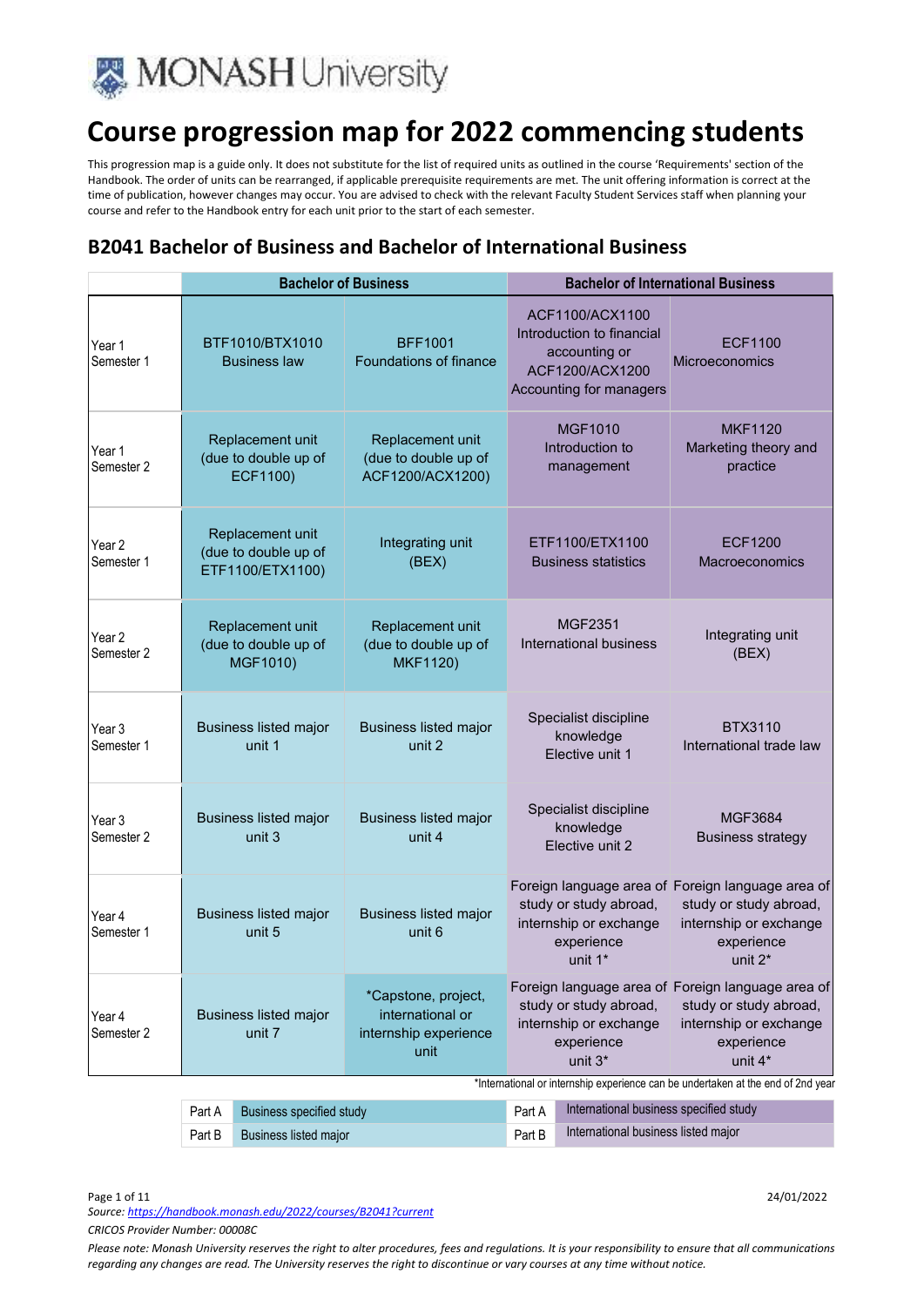# Course progression map for 2022 commencing students

This progression map is a guide only. It does not substitute for the list of required units as outlined in the course 'Requirements' section of the Handbook. The order of units can be rearranged, if applicable prerequisite requirements are met. The unit offering information is correct at the time of publication, however changes may occur. You are advised to check with the relevant Faculty Student Services staff when planning your course and refer to the Handbook entry for each unit prior to the start of each semester.

## B2041 Bachelor of Business and Bachelor of International Business

| | Bachelor of Business | | Bachelor of International Business | |
|---|---|---|---|---|
| Year 1 Semester 1 | BTF1010/BTX1010 Business law | BFF1001 Foundations of finance | ACF1100/ACX1100 Introduction to financial accounting or ACF1200/ACX1200 Accounting for managers | ECF1100 Microeconomics |
| Year 1 Semester 2 | Replacement unit (due to double up of ECF1100) | Replacement unit (due to double up of ACF1200/ACX1200) | MGF1010 Introduction to management | MKF1120 Marketing theory and practice |
| Year 2 Semester 1 | Replacement unit (due to double up of ETF1100/ETX1100) | Integrating unit (BEX) | ETF1100/ETX1100 Business statistics | ECF1200 Macroeconomics |
| Year 2 Semester 2 | Replacement unit (due to double up of MGF1010) | Replacement unit (due to double up of MKF1120) | MGF2351 International business | Integrating unit (BEX) |
| Year 3 Semester 1 | Business listed major unit 1 | Business listed major unit 2 | Specialist discipline knowledge Elective unit 1 | BTX3110 International trade law |
| Year 3 Semester 2 | Business listed major unit 3 | Business listed major unit 4 | Specialist discipline knowledge Elective unit 2 | MGF3684 Business strategy |
| Year 4 Semester 1 | Business listed major unit 5 | Business listed major unit 6 | Foreign language area of study or study abroad, internship or exchange experience unit 1* | Foreign language area of study or study abroad, internship or exchange experience unit 2* |
| Year 4 Semester 2 | Business listed major unit 7 | *Capstone, project, international or internship experience unit | Foreign language area of study or study abroad, internship or exchange experience unit 3* | Foreign language area of study or study abroad, internship or exchange experience unit 4* |

*International or internship experience can be undertaken at the end of 2nd year

| | Bachelor of Business | | Bachelor of International Business |
|---|---|---|---|
| Part A | Business specified study | Part A | International business specified study |
| Part B | Business listed major | Part B | International business listed major |

24/01/2022

*Source: https://handbook.monash.edu/2022/courses/B2041?current*

*CRICOS Provider Number: 00008C*

*Please note: Monash University reserves the right to alter procedures, fees and regulations. It is your responsibility to ensure that all communications regarding any changes are read. The University reserves the right to discontinue or vary courses at any time without notice.*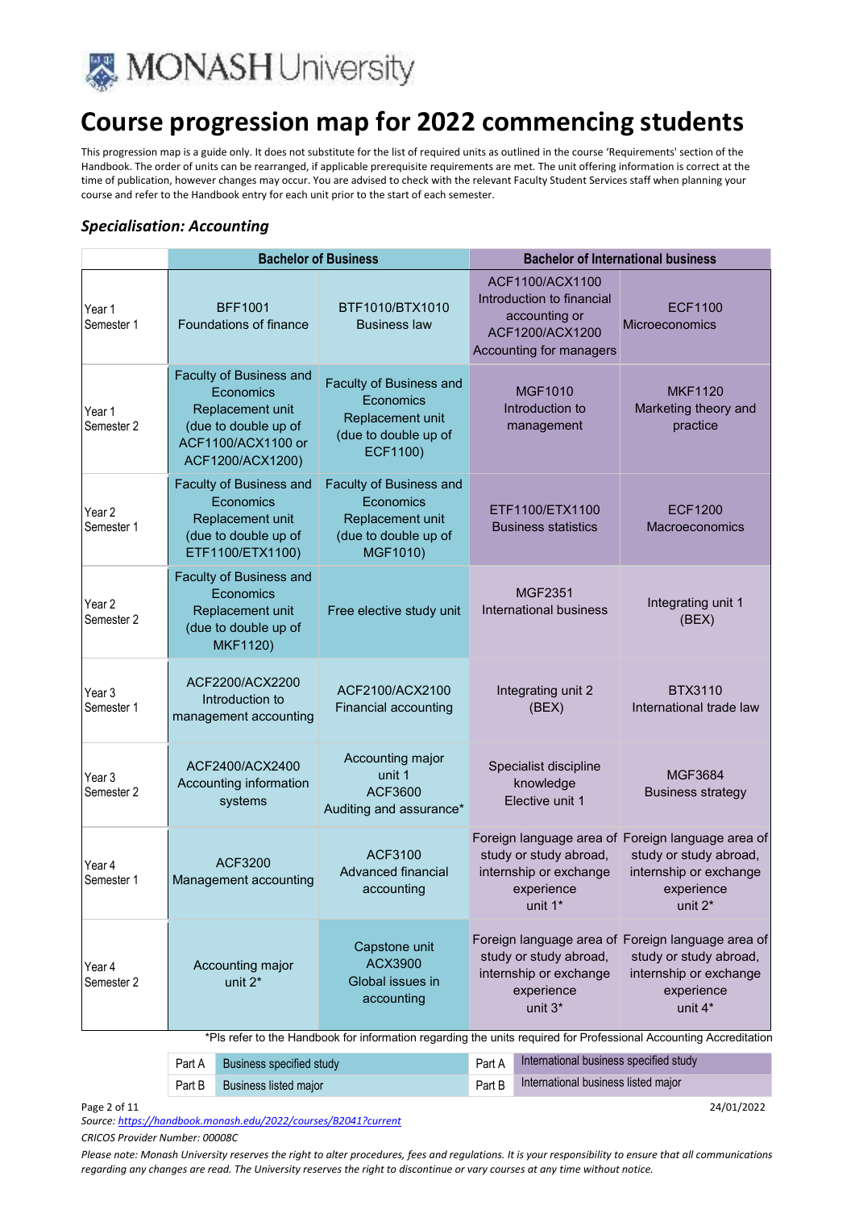# Course progression map for 2022 commencing students

This progression map is a guide only. It does not substitute for the list of required units as outlined in the course 'Requirements' section of the Handbook. The order of units can be rearranged, if applicable prerequisite requirements are met. The unit offering information is correct at the time of publication, however changes may occur. You are advised to check with the relevant Faculty Student Services staff when planning your course and refer to the Handbook entry for each unit prior to the start of each semester.

### *Specialisation: Accounting*

| | Bachelor of Business | | Bachelor of International business | |
|---|---|---|---|---|
| Year 1 Semester 1 | BFF1001 Foundations of finance | BTF1010/BTX1010 Business law | ACF1100/ACX1100 Introduction to financial accounting or ACF1200/ACX1200 Accounting for managers | ECF1100 Microeconomics |
| Year 1 Semester 2 | Faculty of Business and Economics Replacement unit (due to double up of ACF1100/ACX1100 or ACF1200/ACX1200) | Faculty of Business and Economics Replacement unit (due to double up of ECF1100) | MGF1010 Introduction to management | MKF1120 Marketing theory and practice |
| Year 2 Semester 1 | Faculty of Business and Economics Replacement unit (due to double up of ETF1100/ETX1100) | Faculty of Business and Economics Replacement unit (due to double up of MGF1010) | ETF1100/ETX1100 Business statistics | ECF1200 Macroeconomics |
| Year 2 Semester 2 | Faculty of Business and Economics Replacement unit (due to double up of MKF1120) | Free elective study unit | MGF2351 International business | Integrating unit 1 (BEX) |
| Year 3 Semester 1 | ACF2200/ACX2200 Introduction to management accounting | ACF2100/ACX2100 Financial accounting | Integrating unit 2 (BEX) | BTX3110 International trade law |
| Year 3 Semester 2 | ACF2400/ACX2400 Accounting information systems | Accounting major unit 1 ACF3600 Auditing and assurance* | Specialist discipline knowledge Elective unit 1 | MGF3684 Business strategy |
| Year 4 Semester 1 | ACF3200 Management accounting | ACF3100 Advanced financial accounting | Foreign language area of study or study abroad, internship or exchange experience unit 1* | Foreign language area of study or study abroad, internship or exchange experience unit 2* |
| Year 4 Semester 2 | Accounting major unit 2* | Capstone unit ACX3900 Global issues in accounting | Foreign language area of study or study abroad, internship or exchange experience unit 3* | Foreign language area of study or study abroad, internship or exchange experience unit 4* |

*Pls refer to the Handbook for information regarding the units required for Professional Accounting Accreditation

| | | | |
|---|---|---|---|
| Part A | Business specified study | Part A | International business specified study |
| Part B | Business listed major | Part B | International business listed major |

24/01/2022

*Source: https://handbook.monash.edu/2022/courses/B2041?current*

*CRICOS Provider Number: 00008C*

*Please note: Monash University reserves the right to alter procedures, fees and regulations. It is your responsibility to ensure that all communications regarding any changes are read. The University reserves the right to discontinue or vary courses at any time without notice.*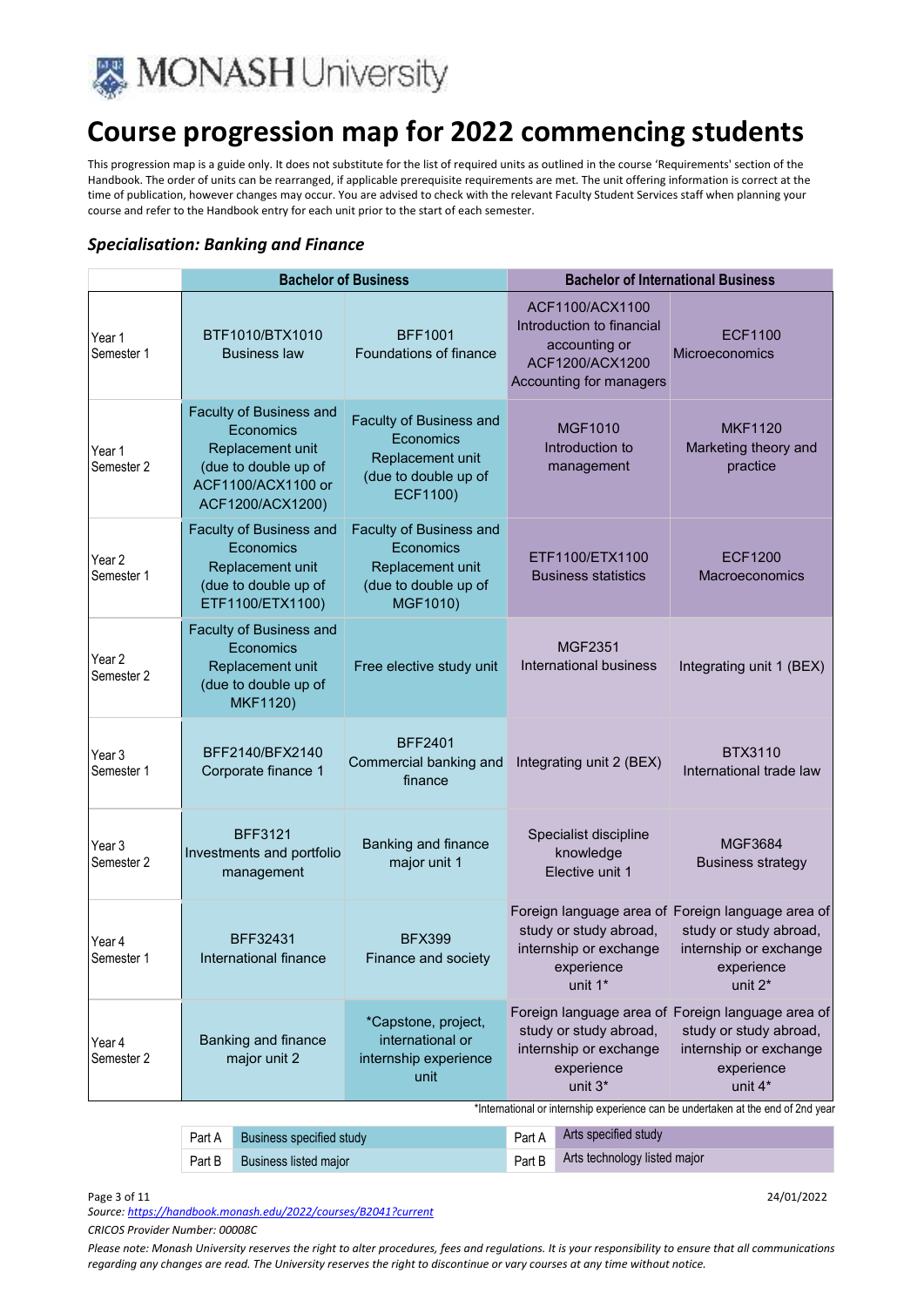# Course progression map for 2022 commencing students

This progression map is a guide only. It does not substitute for the list of required units as outlined in the course 'Requirements' section of the Handbook. The order of units can be rearranged, if applicable prerequisite requirements are met. The unit offering information is correct at the time of publication, however changes may occur. You are advised to check with the relevant Faculty Student Services staff when planning your course and refer to the Handbook entry for each unit prior to the start of each semester.

### *Specialisation: Banking and Finance*

| | Bachelor of Business | | Bachelor of International Business | |
|---|---|---|---|---|
| Year 1 Semester 1 | BTF1010/BTX1010 Business law | BFF1001 Foundations of finance | ACF1100/ACX1100 Introduction to financial accounting or ACF1200/ACX1200 Accounting for managers | ECF1100 Microeconomics |
| Year 1 Semester 2 | Faculty of Business and Economics Replacement unit (due to double up of ACF1100/ACX1100 or ACF1200/ACX1200) | Faculty of Business and Economics Replacement unit (due to double up of ECF1100) | MGF1010 Introduction to management | MKF1120 Marketing theory and practice |
| Year 2 Semester 1 | Faculty of Business and Economics Replacement unit (due to double up of ETF1100/ETX1100) | Faculty of Business and Economics Replacement unit (due to double up of MGF1010) | ETF1100/ETX1100 Business statistics | ECF1200 Macroeconomics |
| Year 2 Semester 2 | Faculty of Business and Economics Replacement unit (due to double up of MKF1120) | Free elective study unit | MGF2351 International business | Integrating unit 1 (BEX) |
| Year 3 Semester 1 | BFF2140/BFX2140 Corporate finance 1 | BFF2401 Commercial banking and finance | Integrating unit 2 (BEX) | BTX3110 International trade law |
| Year 3 Semester 2 | BFF3121 Investments and portfolio management | Banking and finance major unit 1 | Specialist discipline knowledge Elective unit 1 | MGF3684 Business strategy |
| Year 4 Semester 1 | BFF32431 International finance | BFX399 Finance and society | Foreign language area of study or study abroad, internship or exchange experience unit 1* | Foreign language area of study or study abroad, internship or exchange experience unit 2* |
| Year 4 Semester 2 | Banking and finance major unit 2 | *Capstone, project, international or internship experience unit | Foreign language area of study or study abroad, internship or exchange experience unit 3* | Foreign language area of study or study abroad, internship or exchange experience unit 4* |

*International or internship experience can be undertaken at the end of 2nd year

| | | | |
|---|---|---|---|
| Part A | Business specified study | Part A | Arts specified study |
| Part B | Business listed major | Part B | Arts technology listed major |

24/01/2022

*Source: https://handbook.monash.edu/2022/courses/B2041?current*

*CRICOS Provider Number: 00008C*

*Please note: Monash University reserves the right to alter procedures, fees and regulations. It is your responsibility to ensure that all communications regarding any changes are read. The University reserves the right to discontinue or vary courses at any time without notice.*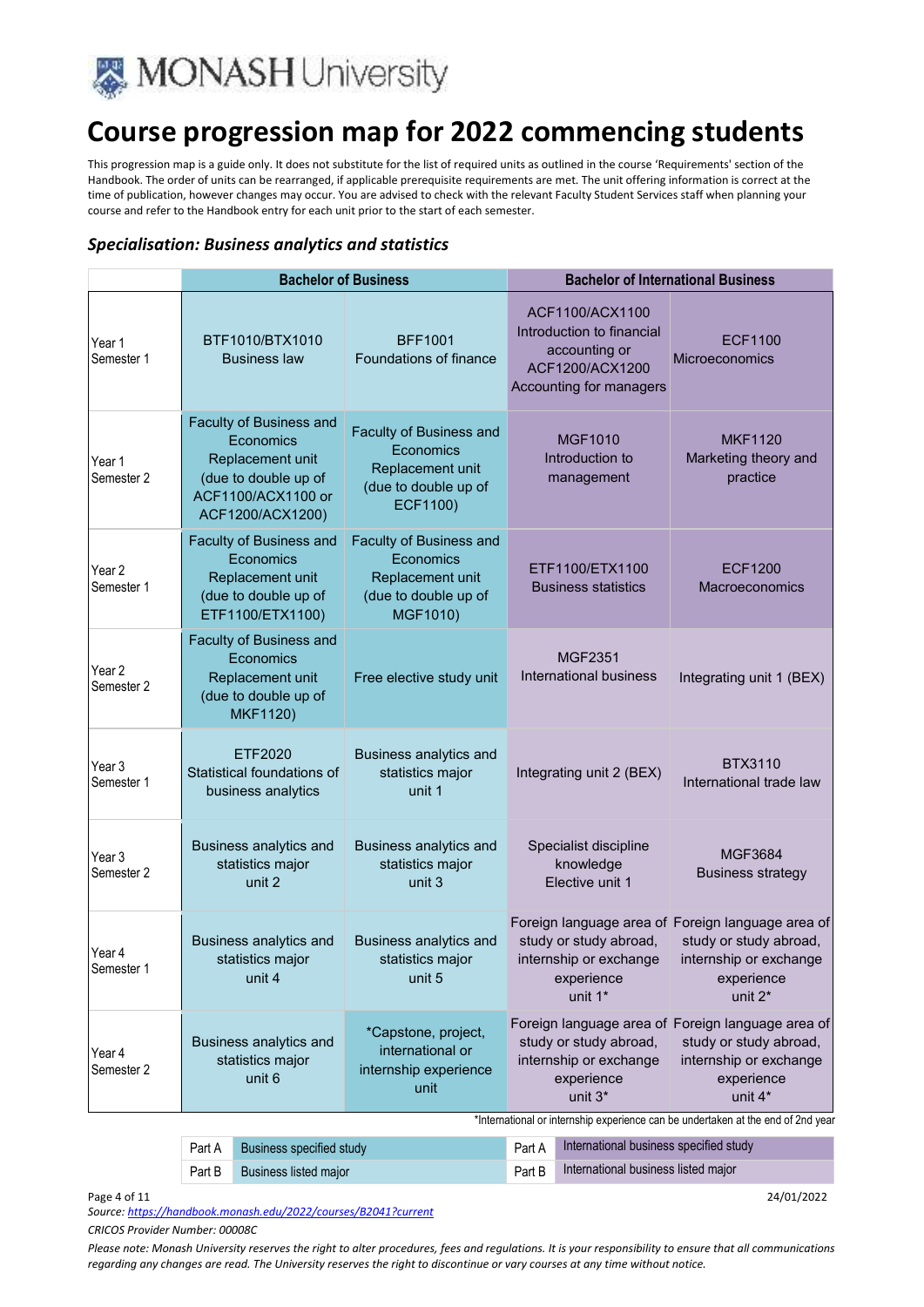# Course progression map for 2022 commencing students

This progression map is a guide only. It does not substitute for the list of required units as outlined in the course 'Requirements' section of the Handbook. The order of units can be rearranged, if applicable prerequisite requirements are met. The unit offering information is correct at the time of publication, however changes may occur. You are advised to check with the relevant Faculty Student Services staff when planning your course and refer to the Handbook entry for each unit prior to the start of each semester.

### *Specialisation: Business analytics and statistics*

| | Bachelor of Business | | Bachelor of International Business | |
|---|---|---|---|---|
| Year 1 Semester 1 | BTF1010/BTX1010 Business law | BFF1001 Foundations of finance | ACF1100/ACX1100 Introduction to financial accounting or ACF1200/ACX1200 Accounting for managers | ECF1100 Microeconomics |
| Year 1 Semester 2 | Faculty of Business and Economics Replacement unit (due to double up of ACF1100/ACX1100 or ACF1200/ACX1200) | Faculty of Business and Economics Replacement unit (due to double up of ECF1100) | MGF1010 Introduction to management | MKF1120 Marketing theory and practice |
| Year 2 Semester 1 | Faculty of Business and Economics Replacement unit (due to double up of ETF1100/ETX1100) | Faculty of Business and Economics Replacement unit (due to double up of MGF1010) | ETF1100/ETX1100 Business statistics | ECF1200 Macroeconomics |
| Year 2 Semester 2 | Faculty of Business and Economics Replacement unit (due to double up of MKF1120) | Free elective study unit | MGF2351 International business | Integrating unit 1 (BEX) |
| Year 3 Semester 1 | ETF2020 Statistical foundations of business analytics | Business analytics and statistics major unit 1 | Integrating unit 2 (BEX) | BTX3110 International trade law |
| Year 3 Semester 2 | Business analytics and statistics major unit 2 | Business analytics and statistics major unit 3 | Specialist discipline knowledge Elective unit 1 | MGF3684 Business strategy |
| Year 4 Semester 1 | Business analytics and statistics major unit 4 | Business analytics and statistics major unit 5 | Foreign language area of study or study abroad, internship or exchange experience unit 1* | Foreign language area of study or study abroad, internship or exchange experience unit 2* |
| Year 4 Semester 2 | Business analytics and statistics major unit 6 | *Capstone, project, international or internship experience unit | Foreign language area of study or study abroad, internship or exchange experience unit 3* | Foreign language area of study or study abroad, internship or exchange experience unit 4* |

*International or internship experience can be undertaken at the end of 2nd year

| | | | |
|---|---|---|---|
| Part A | Business specified study | Part A | International business specified study |
| Part B | Business listed major | Part B | International business listed major |

24/01/2022

*Source: https://handbook.monash.edu/2022/courses/B2041?current*

*CRICOS Provider Number: 00008C*

*Please note: Monash University reserves the right to alter procedures, fees and regulations. It is your responsibility to ensure that all communications regarding any changes are read. The University reserves the right to discontinue or vary courses at any time without notice.*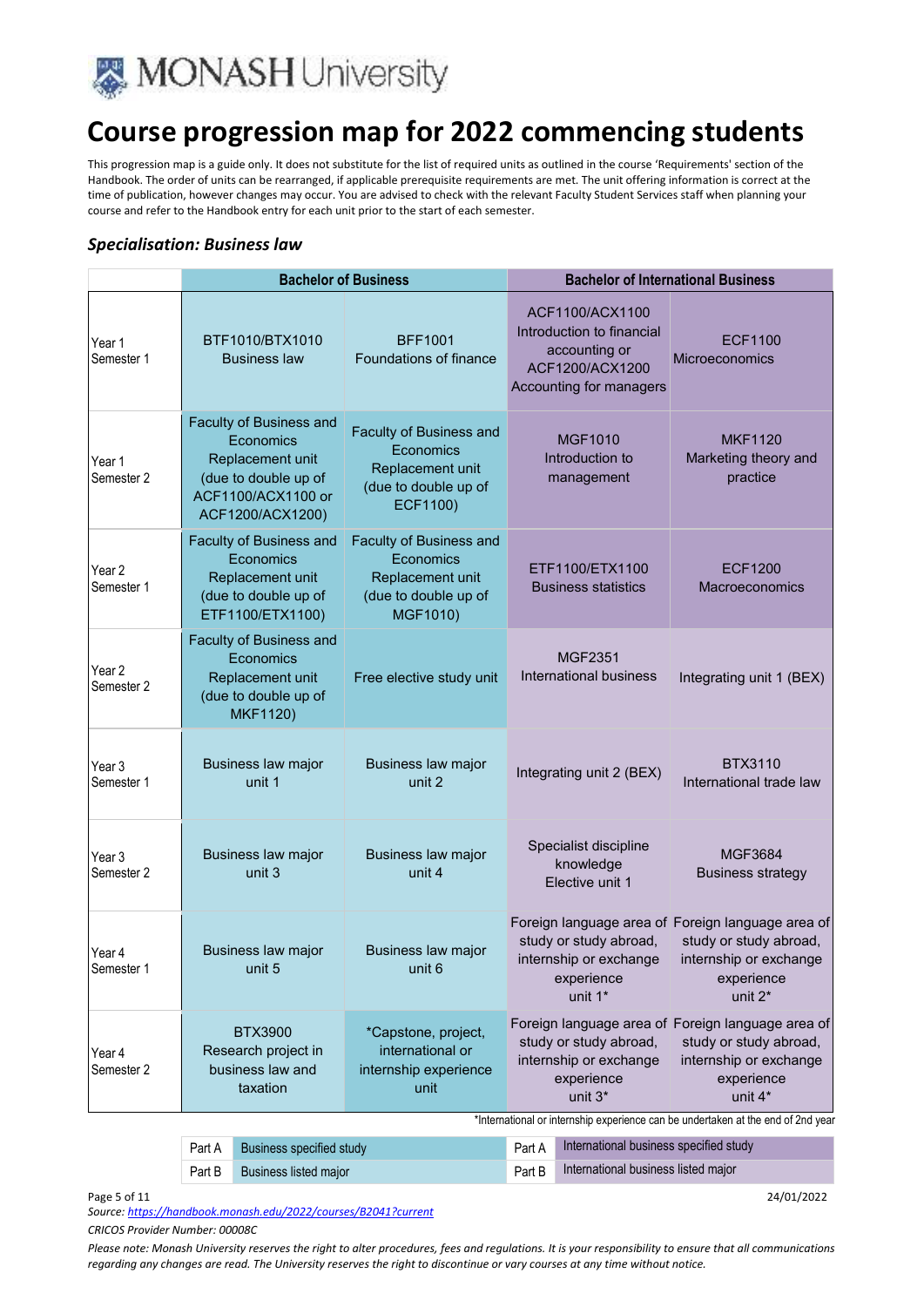# Course progression map for 2022 commencing students

This progression map is a guide only. It does not substitute for the list of required units as outlined in the course 'Requirements' section of the Handbook. The order of units can be rearranged, if applicable prerequisite requirements are met. The unit offering information is correct at the time of publication, however changes may occur. You are advised to check with the relevant Faculty Student Services staff when planning your course and refer to the Handbook entry for each unit prior to the start of each semester.

## *Specialisation: Business law*

| | Bachelor of Business | | Bachelor of International Business | |
|---|---|---|---|---|
| Year 1 Semester 1 | BTF1010/BTX1010 Business law | BFF1001 Foundations of finance | ACF1100/ACX1100 Introduction to financial accounting or ACF1200/ACX1200 Accounting for managers | ECF1100 Microeconomics |
| Year 1 Semester 2 | Faculty of Business and Economics Replacement unit (due to double up of ACF1100/ACX1100 or ACF1200/ACX1200) | Faculty of Business and Economics Replacement unit (due to double up of ECF1100) | MGF1010 Introduction to management | MKF1120 Marketing theory and practice |
| Year 2 Semester 1 | Faculty of Business and Economics Replacement unit (due to double up of ETF1100/ETX1100) | Faculty of Business and Economics Replacement unit (due to double up of MGF1010) | ETF1100/ETX1100 Business statistics | ECF1200 Macroeconomics |
| Year 2 Semester 2 | Faculty of Business and Economics Replacement unit (due to double up of MKF1120) | Free elective study unit | MGF2351 International business | Integrating unit 1 (BEX) |
| Year 3 Semester 1 | Business law major unit 1 | Business law major unit 2 | Integrating unit 2 (BEX) | BTX3110 International trade law |
| Year 3 Semester 2 | Business law major unit 3 | Business law major unit 4 | Specialist discipline knowledge Elective unit 1 | MGF3684 Business strategy |
| Year 4 Semester 1 | Business law major unit 5 | Business law major unit 6 | Foreign language area of study or study abroad, internship or exchange experience unit 1* | Foreign language area of study or study abroad, internship or exchange experience unit 2* |
| Year 4 Semester 2 | BTX3900 Research project in business law and taxation | *Capstone, project, international or internship experience unit | Foreign language area of study or study abroad, internship or exchange experience unit 3* | Foreign language area of study or study abroad, internship or exchange experience unit 4* |

*International or internship experience can be undertaken at the end of 2nd year

| | | | |
|---|---|---|---|
| Part A | Business specified study | Part A | International business specified study |
| Part B | Business listed major | Part B | International business listed major |

24/01/2022

*Source: https://handbook.monash.edu/2022/courses/B2041?current*

*CRICOS Provider Number: 00008C*

*Please note: Monash University reserves the right to alter procedures, fees and regulations. It is your responsibility to ensure that all communications regarding any changes are read. The University reserves the right to discontinue or vary courses at any time without notice.*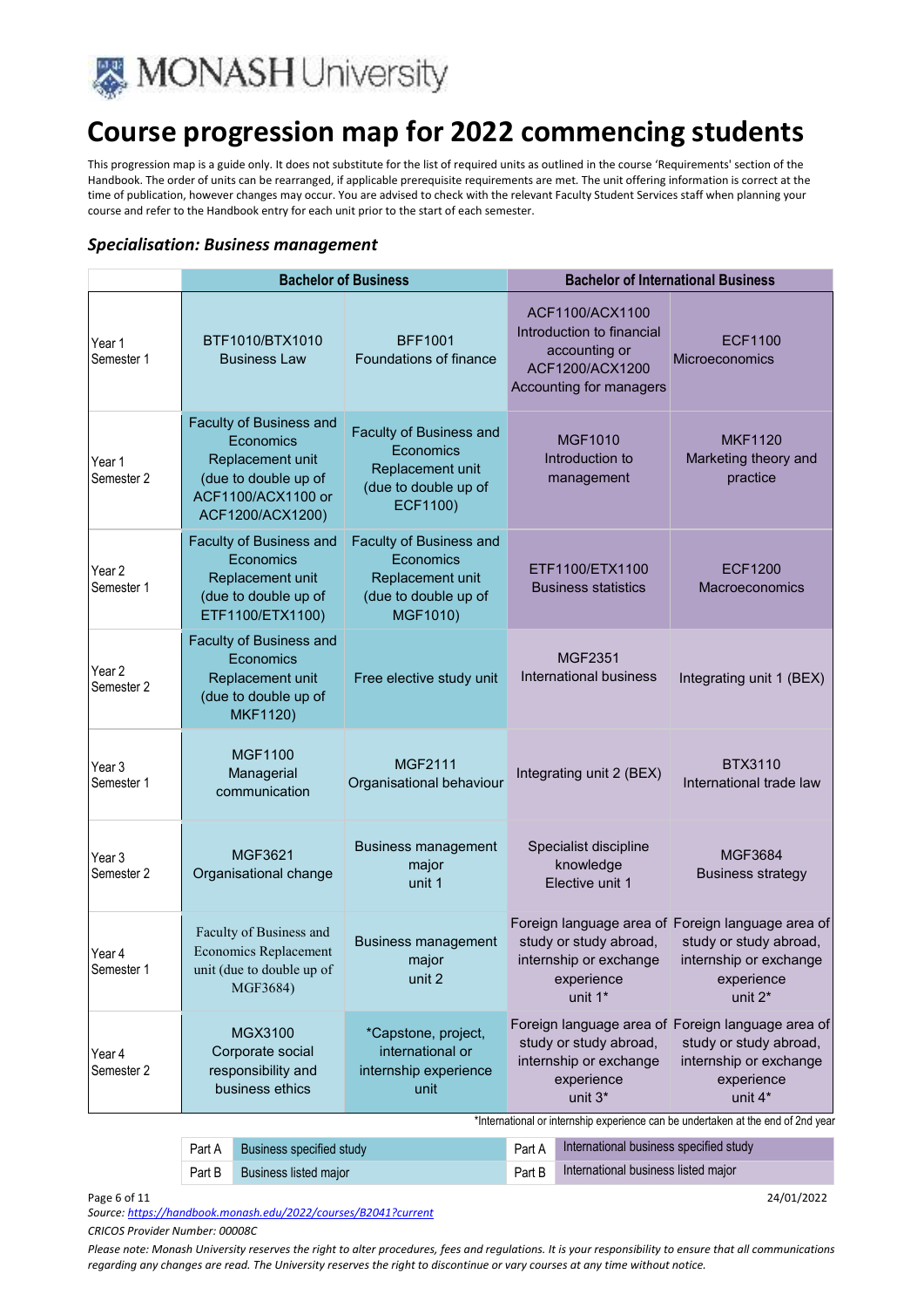MONASH University

# Course progression map for 2022 commencing students

This progression map is a guide only. It does not substitute for the list of required units as outlined in the course 'Requirements' section of the Handbook. The order of units can be rearranged, if applicable prerequisite requirements are met. The unit offering information is correct at the time of publication, however changes may occur. You are advised to check with the relevant Faculty Student Services staff when planning your course and refer to the Handbook entry for each unit prior to the start of each semester.

### *Specialisation: Business management*

| | Bachelor of Business | | Bachelor of International Business | |
|---|---|---|---|---|
| Year 1 Semester 1 | BTF1010/BTX1010 Business Law | BFF1001 Foundations of finance | ACF1100/ACX1100 Introduction to financial accounting or ACF1200/ACX1200 Accounting for managers | ECF1100 Microeconomics |
| Year 1 Semester 2 | Faculty of Business and Economics Replacement unit (due to double up of ACF1100/ACX1100 or ACF1200/ACX1200) | Faculty of Business and Economics Replacement unit (due to double up of ECF1100) | MGF1010 Introduction to management | MKF1120 Marketing theory and practice |
| Year 2 Semester 1 | Faculty of Business and Economics Replacement unit (due to double up of ETF1100/ETX1100) | Faculty of Business and Economics Replacement unit (due to double up of MGF1010) | ETF1100/ETX1100 Business statistics | ECF1200 Macroeconomics |
| Year 2 Semester 2 | Faculty of Business and Economics Replacement unit (due to double up of MKF1120) | Free elective study unit | MGF2351 International business | Integrating unit 1 (BEX) |
| Year 3 Semester 1 | MGF1100 Managerial communication | MGF2111 Organisational behaviour | Integrating unit 2 (BEX) | BTX3110 International trade law |
| Year 3 Semester 2 | MGF3621 Organisational change | Business management major unit 1 | Specialist discipline knowledge Elective unit 1 | MGF3684 Business strategy |
| Year 4 Semester 1 | Faculty of Business and Economics Replacement unit (due to double up of MGF3684) | Business management major unit 2 | Foreign language area of study or study abroad, internship or exchange experience unit 1* | Foreign language area of study or study abroad, internship or exchange experience unit 2* |
| Year 4 Semester 2 | MGX3100 Corporate social responsibility and business ethics | *Capstone, project, international or internship experience unit | Foreign language area of study or study abroad, internship or exchange experience unit 3* | Foreign language area of study or study abroad, internship or exchange experience unit 4* |

*International or internship experience can be undertaken at the end of 2nd year

| | | | |
|---|---|---|---|
| Part A | Business specified study | Part A | International business specified study |
| Part B | Business listed major | Part B | International business listed major |

24/01/2022

*Source: https://handbook.monash.edu/2022/courses/B2041?current*

*CRICOS Provider Number: 00008C*

*Please note: Monash University reserves the right to alter procedures, fees and regulations. It is your responsibility to ensure that all communications regarding any changes are read. The University reserves the right to discontinue or vary courses at any time without notice.*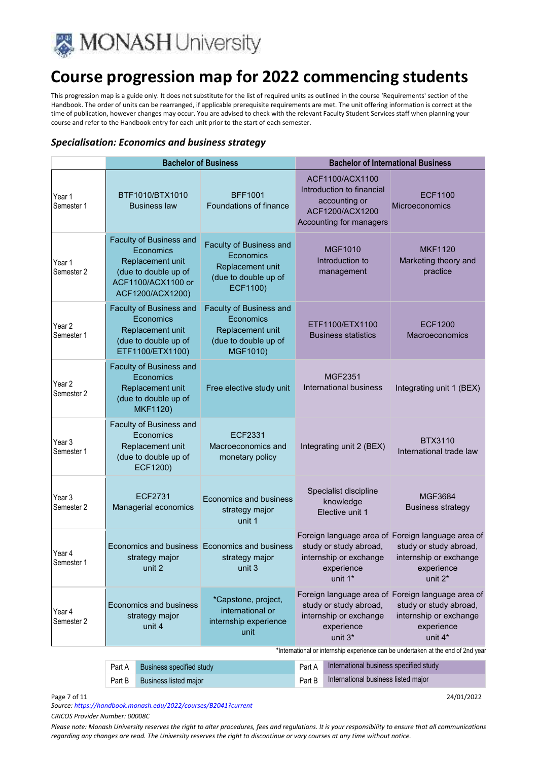# Course progression map for 2022 commencing students

This progression map is a guide only. It does not substitute for the list of required units as outlined in the course 'Requirements' section of the Handbook. The order of units can be rearranged, if applicable prerequisite requirements are met. The unit offering information is correct at the time of publication, however changes may occur. You are advised to check with the relevant Faculty Student Services staff when planning your course and refer to the Handbook entry for each unit prior to the start of each semester.

### *Specialisation: Economics and business strategy*

| | Bachelor of Business | | Bachelor of International Business | |
|---|---|---|---|---|
| Year 1 Semester 1 | BTF1010/BTX1010 Business law | BFF1001 Foundations of finance | ACF1100/ACX1100 Introduction to financial accounting or ACF1200/ACX1200 Accounting for managers | ECF1100 Microeconomics |
| Year 1 Semester 2 | Faculty of Business and Economics Replacement unit (due to double up of ACF1100/ACX1100 or ACF1200/ACX1200) | Faculty of Business and Economics Replacement unit (due to double up of ECF1100) | MGF1010 Introduction to management | MKF1120 Marketing theory and practice |
| Year 2 Semester 1 | Faculty of Business and Economics Replacement unit (due to double up of ETF1100/ETX1100) | Faculty of Business and Economics Replacement unit (due to double up of MGF1010) | ETF1100/ETX1100 Business statistics | ECF1200 Macroeconomics |
| Year 2 Semester 2 | Faculty of Business and Economics Replacement unit (due to double up of MKF1120) | Free elective study unit | MGF2351 International business | Integrating unit 1 (BEX) |
| Year 3 Semester 1 | Faculty of Business and Economics Replacement unit (due to double up of ECF1200) | ECF2331 Macroeconomics and monetary policy | Integrating unit 2 (BEX) | BTX3110 International trade law |
| Year 3 Semester 2 | ECF2731 Managerial economics | Economics and business strategy major unit 1 | Specialist discipline knowledge Elective unit 1 | MGF3684 Business strategy |
| Year 4 Semester 1 | Economics and business strategy major unit 2 | Economics and business strategy major unit 3 | Foreign language area of study or study abroad, internship or exchange experience unit 1* | Foreign language area of study or study abroad, internship or exchange experience unit 2* |
| Year 4 Semester 2 | Economics and business strategy major unit 4 | *Capstone, project, international or internship experience unit | Foreign language area of study or study abroad, internship or exchange experience unit 3* | Foreign language area of study or study abroad, internship or exchange experience unit 4* |

*International or internship experience can be undertaken at the end of 2nd year

| | | | |
|---|---|---|---|
| Part A | Business specified study | Part A | International business specified study |
| Part B | Business listed major | Part B | International business listed major |

24/01/2022

*Source: https://handbook.monash.edu/2022/courses/B2041?current*

*CRICOS Provider Number: 00008C*

*Please note: Monash University reserves the right to alter procedures, fees and regulations. It is your responsibility to ensure that all communications regarding any changes are read. The University reserves the right to discontinue or vary courses at any time without notice.*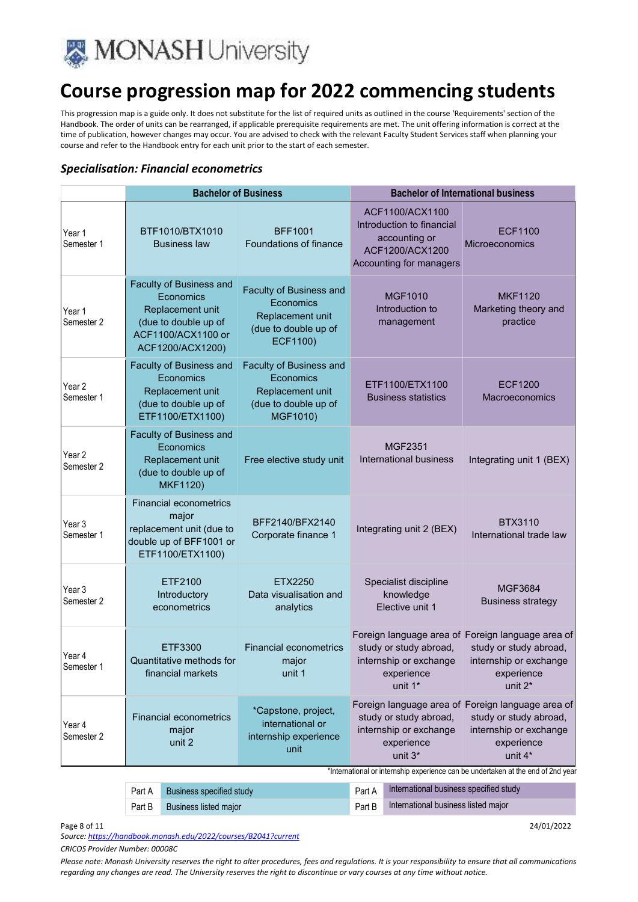# Course progression map for 2022 commencing students

This progression map is a guide only. It does not substitute for the list of required units as outlined in the course 'Requirements' section of the Handbook. The order of units can be rearranged, if applicable prerequisite requirements are met. The unit offering information is correct at the time of publication, however changes may occur. You are advised to check with the relevant Faculty Student Services staff when planning your course and refer to the Handbook entry for each unit prior to the start of each semester.

### *Specialisation: Financial econometrics*

| | Bachelor of Business | | Bachelor of International business | |
|---|---|---|---|---|
| Year 1 Semester 1 | BTF1010/BTX1010 Business law | BFF1001 Foundations of finance | ACF1100/ACX1100 Introduction to financial accounting or ACF1200/ACX1200 Accounting for managers | ECF1100 Microeconomics |
| Year 1 Semester 2 | Faculty of Business and Economics Replacement unit (due to double up of ACF1100/ACX1100 or ACF1200/ACX1200) | Faculty of Business and Economics Replacement unit (due to double up of ECF1100) | MGF1010 Introduction to management | MKF1120 Marketing theory and practice |
| Year 2 Semester 1 | Faculty of Business and Economics Replacement unit (due to double up of ETF1100/ETX1100) | Faculty of Business and Economics Replacement unit (due to double up of MGF1010) | ETF1100/ETX1100 Business statistics | ECF1200 Macroeconomics |
| Year 2 Semester 2 | Faculty of Business and Economics Replacement unit (due to double up of MKF1120) | Free elective study unit | MGF2351 International business | Integrating unit 1 (BEX) |
| Year 3 Semester 1 | Financial econometrics major replacement unit (due to double up of BFF1001 or ETF1100/ETX1100) | BFF2140/BFX2140 Corporate finance 1 | Integrating unit 2 (BEX) | BTX3110 International trade law |
| Year 3 Semester 2 | ETF2100 Introductory econometrics | ETX2250 Data visualisation and analytics | Specialist discipline knowledge Elective unit 1 | MGF3684 Business strategy |
| Year 4 Semester 1 | ETF3300 Quantitative methods for financial markets | Financial econometrics major unit 1 | Foreign language area of study or study abroad, internship or exchange experience unit 1* | Foreign language area of study or study abroad, internship or exchange experience unit 2* |
| Year 4 Semester 2 | Financial econometrics major unit 2 | *Capstone, project, international or internship experience unit | Foreign language area of study or study abroad, internship or exchange experience unit 3* | Foreign language area of study or study abroad, internship or exchange experience unit 4* |

*International or internship experience can be undertaken at the end of 2nd year

| | | | |
|---|---|---|---|
| Part A | Business specified study | Part A | International business specified study |
| Part B | Business listed major | Part B | International business listed major |

24/01/2022

*Source: https://handbook.monash.edu/2022/courses/B2041?current*

*CRICOS Provider Number: 00008C*

*Please note: Monash University reserves the right to alter procedures, fees and regulations. It is your responsibility to ensure that all communications regarding any changes are read. The University reserves the right to discontinue or vary courses at any time without notice.*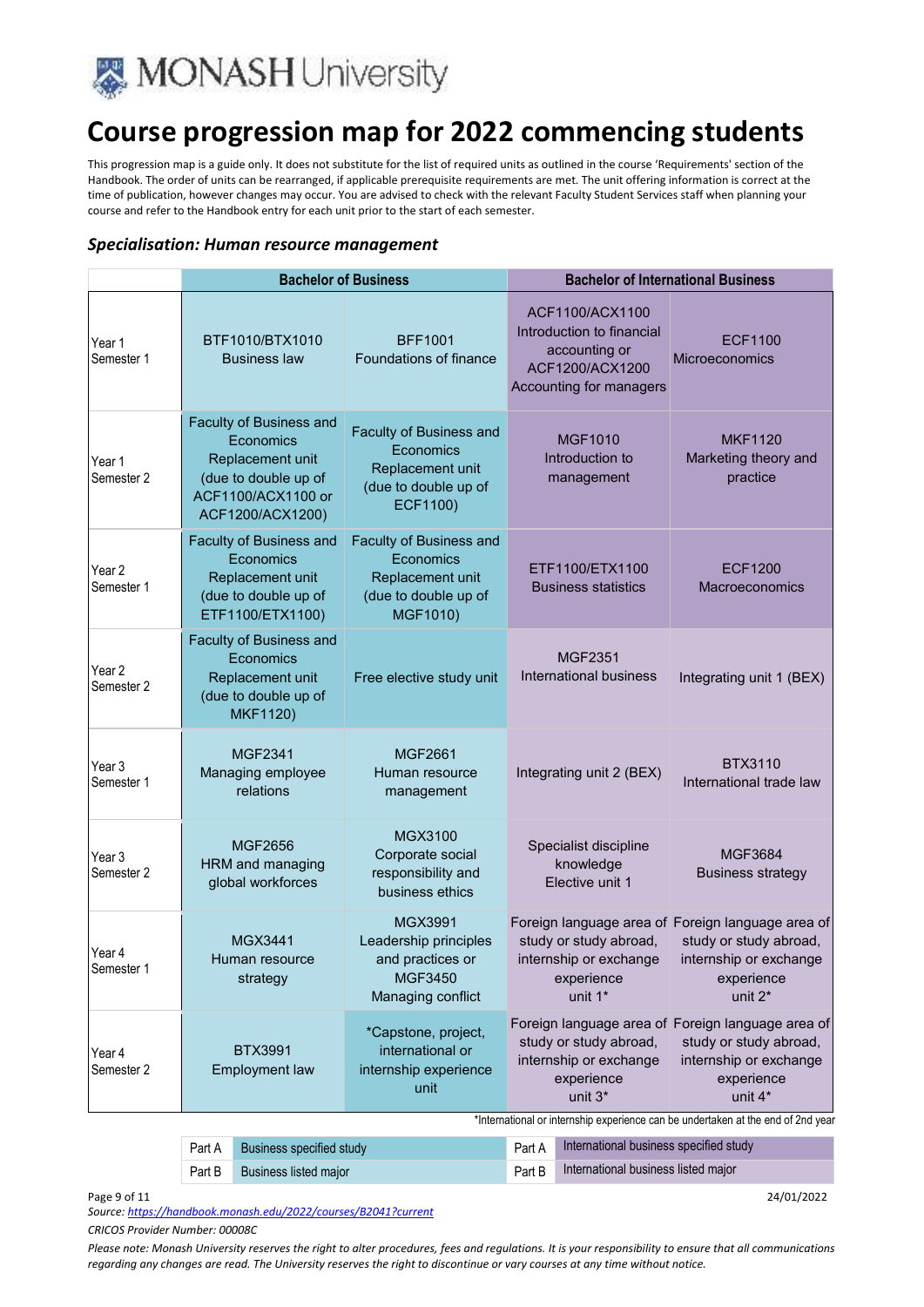# Course progression map for 2022 commencing students

This progression map is a guide only. It does not substitute for the list of required units as outlined in the course 'Requirements' section of the Handbook. The order of units can be rearranged, if applicable prerequisite requirements are met. The unit offering information is correct at the time of publication, however changes may occur. You are advised to check with the relevant Faculty Student Services staff when planning your course and refer to the Handbook entry for each unit prior to the start of each semester.

### *Specialisation: Human resource management*

| | Bachelor of Business | | Bachelor of International Business | |
|---|---|---|---|---|
| Year 1 Semester 1 | BTF1010/BTX1010 Business law | BFF1001 Foundations of finance | ACF1100/ACX1100 Introduction to financial accounting or ACF1200/ACX1200 Accounting for managers | ECF1100 Microeconomics |
| Year 1 Semester 2 | Faculty of Business and Economics Replacement unit (due to double up of ACF1100/ACX1100 or ACF1200/ACX1200) | Faculty of Business and Economics Replacement unit (due to double up of ECF1100) | MGF1010 Introduction to management | MKF1120 Marketing theory and practice |
| Year 2 Semester 1 | Faculty of Business and Economics Replacement unit (due to double up of ETF1100/ETX1100) | Faculty of Business and Economics Replacement unit (due to double up of MGF1010) | ETF1100/ETX1100 Business statistics | ECF1200 Macroeconomics |
| Year 2 Semester 2 | Faculty of Business and Economics Replacement unit (due to double up of MKF1120) | Free elective study unit | MGF2351 International business | Integrating unit 1 (BEX) |
| Year 3 Semester 1 | MGF2341 Managing employee relations | MGF2661 Human resource management | Integrating unit 2 (BEX) | BTX3110 International trade law |
| Year 3 Semester 2 | MGF2656 HRM and managing global workforces | MGX3100 Corporate social responsibility and business ethics | Specialist discipline knowledge Elective unit 1 | MGF3684 Business strategy |
| Year 4 Semester 1 | MGX3441 Human resource strategy | MGX3991 Leadership principles and practices or MGF3450 Managing conflict | Foreign language area of study or study abroad, internship or exchange experience unit 1* | Foreign language area of study or study abroad, internship or exchange experience unit 2* |
| Year 4 Semester 2 | BTX3991 Employment law | *Capstone, project, international or internship experience unit | Foreign language area of study or study abroad, internship or exchange experience unit 3* | Foreign language area of study or study abroad, internship or exchange experience unit 4* |

*International or internship experience can be undertaken at the end of 2nd year

| | | | |
|---|---|---|---|
| Part A | Business specified study | Part A | International business specified study |
| Part B | Business listed major | Part B | International business listed major |

24/01/2022

*Source: https://handbook.monash.edu/2022/courses/B2041?current*

*CRICOS Provider Number: 00008C*

*Please note: Monash University reserves the right to alter procedures, fees and regulations. It is your responsibility to ensure that all communications regarding any changes are read. The University reserves the right to discontinue or vary courses at any time without notice.*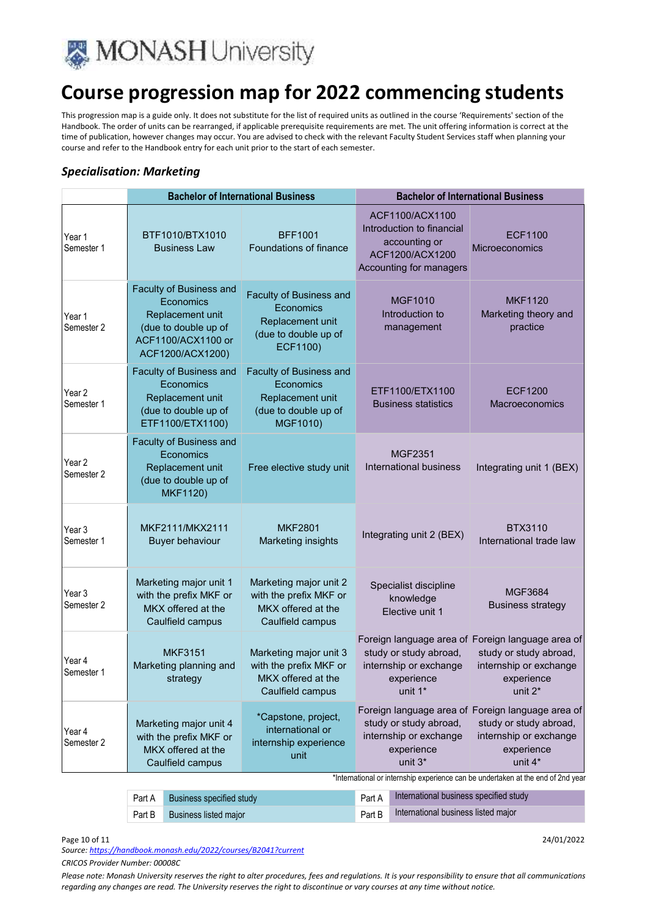# Course progression map for 2022 commencing students

This progression map is a guide only. It does not substitute for the list of required units as outlined in the course 'Requirements' section of the Handbook. The order of units can be rearranged, if applicable prerequisite requirements are met. The unit offering information is correct at the time of publication, however changes may occur. You are advised to check with the relevant Faculty Student Services staff when planning your course and refer to the Handbook entry for each unit prior to the start of each semester.

## *Specialisation: Marketing*

| | Bachelor of International Business | | Bachelor of International Business | |
|---|---|---|---|---|
| Year 1 Semester 1 | BTF1010/BTX1010 Business Law | BFF1001 Foundations of finance | ACF1100/ACX1100 Introduction to financial accounting or ACF1200/ACX1200 Accounting for managers | ECF1100 Microeconomics |
| Year 1 Semester 2 | Faculty of Business and Economics Replacement unit (due to double up of ACF1100/ACX1100 or ACF1200/ACX1200) | Faculty of Business and Economics Replacement unit (due to double up of ECF1100) | MGF1010 Introduction to management | MKF1120 Marketing theory and practice |
| Year 2 Semester 1 | Faculty of Business and Economics Replacement unit (due to double up of ETF1100/ETX1100) | Faculty of Business and Economics Replacement unit (due to double up of MGF1010) | ETF1100/ETX1100 Business statistics | ECF1200 Macroeconomics |
| Year 2 Semester 2 | Faculty of Business and Economics Replacement unit (due to double up of MKF1120) | Free elective study unit | MGF2351 International business | Integrating unit 1 (BEX) |
| Year 3 Semester 1 | MKF2111/MKX2111 Buyer behaviour | MKF2801 Marketing insights | Integrating unit 2 (BEX) | BTX3110 International trade law |
| Year 3 Semester 2 | Marketing major unit 1 with the prefix MKF or MKX offered at the Caulfield campus | Marketing major unit 2 with the prefix MKF or MKX offered at the Caulfield campus | Specialist discipline knowledge Elective unit 1 | MGF3684 Business strategy |
| Year 4 Semester 1 | MKF3151 Marketing planning and strategy | Marketing major unit 3 with the prefix MKF or MKX offered at the Caulfield campus | Foreign language area of study or study abroad, internship or exchange experience unit 1* | Foreign language area of study or study abroad, internship or exchange experience unit 2* |
| Year 4 Semester 2 | Marketing major unit 4 with the prefix MKF or MKX offered at the Caulfield campus | *Capstone, project, international or internship experience unit | Foreign language area of study or study abroad, internship or exchange experience unit 3* | Foreign language area of study or study abroad, internship or exchange experience unit 4* |

*International or internship experience can be undertaken at the end of 2nd year

| | | | |
|---|---|---|---|
| Part A | Business specified study | Part A | International business specified study |
| Part B | Business listed major | Part B | International business listed major |

Source: https://handbook.monash.edu/2022/courses/B2041?current

*CRICOS Provider Number: 00008C*

*Please note: Monash University reserves the right to alter procedures, fees and regulations. It is your responsibility to ensure that all communications regarding any changes are read. The University reserves the right to discontinue or vary courses at any time without notice.*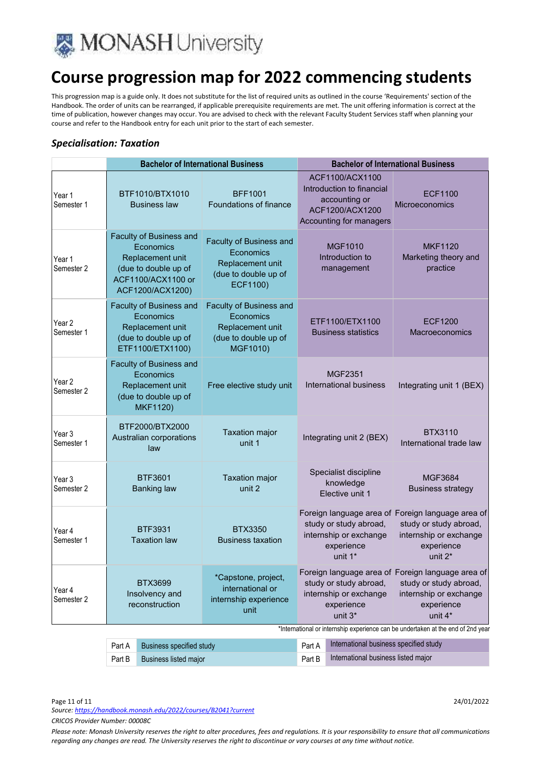# Course progression map for 2022 commencing students

This progression map is a guide only. It does not substitute for the list of required units as outlined in the course 'Requirements' section of the Handbook. The order of units can be rearranged, if applicable prerequisite requirements are met. The unit offering information is correct at the time of publication, however changes may occur. You are advised to check with the relevant Faculty Student Services staff when planning your course and refer to the Handbook entry for each unit prior to the start of each semester.

### *Specialisation: Taxation*

| | Bachelor of International Business | | Bachelor of International Business | |
|---|---|---|---|---|
| Year 1 Semester 1 | BTF1010/BTX1010 Business law | BFF1001 Foundations of finance | ACF1100/ACX1100 Introduction to financial accounting or ACF1200/ACX1200 Accounting for managers | ECF1100 Microeconomics |
| Year 1 Semester 2 | Faculty of Business and Economics Replacement unit (due to double up of ACF1100/ACX1100 or ACF1200/ACX1200) | Faculty of Business and Economics Replacement unit (due to double up of ECF1100) | MGF1010 Introduction to management | MKF1120 Marketing theory and practice |
| Year 2 Semester 1 | Faculty of Business and Economics Replacement unit (due to double up of ETF1100/ETX1100) | Faculty of Business and Economics Replacement unit (due to double up of MGF1010) | ETF1100/ETX1100 Business statistics | ECF1200 Macroeconomics |
| Year 2 Semester 2 | Faculty of Business and Economics Replacement unit (due to double up of MKF1120) | Free elective study unit | MGF2351 International business | Integrating unit 1 (BEX) |
| Year 3 Semester 1 | BTF2000/BTX2000 Australian corporations law | Taxation major unit 1 | Integrating unit 2 (BEX) | BTX3110 International trade law |
| Year 3 Semester 2 | BTF3601 Banking law | Taxation major unit 2 | Specialist discipline knowledge Elective unit 1 | MGF3684 Business strategy |
| Year 4 Semester 1 | BTF3931 Taxation law | BTX3350 Business taxation | Foreign language area of study or study abroad, internship or exchange experience unit 1* | Foreign language area of study or study abroad, internship or exchange experience unit 2* |
| Year 4 Semester 2 | BTX3699 Insolvency and reconstruction | *Capstone, project, international or internship experience unit | Foreign language area of study or study abroad, internship or exchange experience unit 3* | Foreign language area of study or study abroad, internship or exchange experience unit 4* |

*International or internship experience can be undertaken at the end of 2nd year

| | | | |
|---|---|---|---|
| Part A | Business specified study | Part A | International business specified study |
| Part B | Business listed major | Part B | International business listed major |

24/01/2022

*Source: https://handbook.monash.edu/2022/courses/B2041?current*

*CRICOS Provider Number: 00008C*

*Please note: Monash University reserves the right to alter procedures, fees and regulations. It is your responsibility to ensure that all communications regarding any changes are read. The University reserves the right to discontinue or vary courses at any time without notice.*